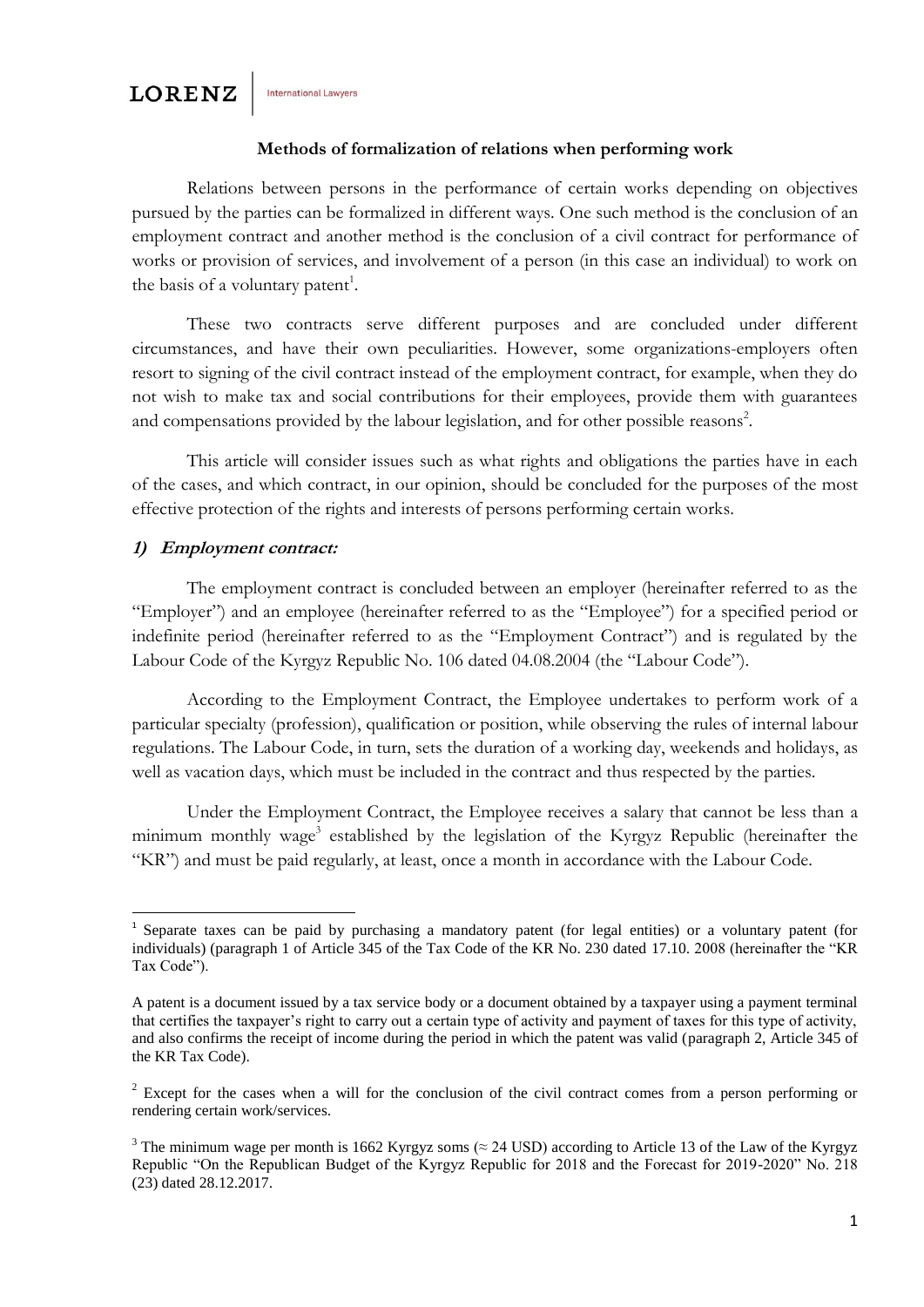**Methods of formalization of relations when performing work**

Relations between persons in the performance of certain works depending on objectives pursued by the parties can be formalized in different ways. One such method is the conclusion of an employment contract and another method is the conclusion of a civil contract for performance of works or provision of services, and involvement of a person (in this case an individual) to work on the basis of a voluntary patent[1].

These two contracts serve different purposes and are concluded under different circumstances, and have their own peculiarities. However, some organizations-employers often resort to signing of the civil contract instead of the employment contract, for example, when they do not wish to make tax and social contributions for their employees, provide them with guarantees and compensations provided by the labour legislation, and for other possible reasons[2].

This article will consider issues such as what rights and obligations the parties have in each of the cases, and which contract, in our opinion, should be concluded for the purposes of the most effective protection of the rights and interests of persons performing certain works.

## *1) Employment contract:*

The employment contract is concluded between an employer (hereinafter referred to as the "Employer") and an employee (hereinafter referred to as the "Employee") for a specified period or indefinite period (hereinafter referred to as the "Employment Contract") and is regulated by the Labour Code of the Kyrgyz Republic No. 106 dated 04.08.2004 (the "Labour Code").

According to the Employment Contract, the Employee undertakes to perform work of a particular specialty (profession), qualification or position, while observing the rules of internal labour regulations. The Labour Code, in turn, sets the duration of a working day, weekends and holidays, as well as vacation days, which must be included in the contract and thus respected by the parties.

Under the Employment Contract, the Employee receives a salary that cannot be less than a minimum monthly wage[3] established by the legislation of the Kyrgyz Republic (hereinafter the "KR") and must be paid regularly, at least, once a month in accordance with the Labour Code.

---

[1] Separate taxes can be paid by purchasing a mandatory patent (for legal entities) or a voluntary patent (for individuals) (paragraph 1 of Article 345 of the Tax Code of the KR No. 230 dated 17.10. 2008 (hereinafter the "KR Tax Code").

A patent is a document issued by a tax service body or a document obtained by a taxpayer using a payment terminal that certifies the taxpayer's right to carry out a certain type of activity and payment of taxes for this type of activity, and also confirms the receipt of income during the period in which the patent was valid (paragraph 2, Article 345 of the KR Tax Code).

[2] Except for the cases when a will for the conclusion of the civil contract comes from a person performing or rendering certain work/services.

[3] The minimum wage per month is 1662 Kyrgyz soms (≈ 24 USD) according to Article 13 of the Law of the Kyrgyz Republic "On the Republican Budget of the Kyrgyz Republic for 2018 and the Forecast for 2019-2020" No. 218 (23) dated 28.12.2017.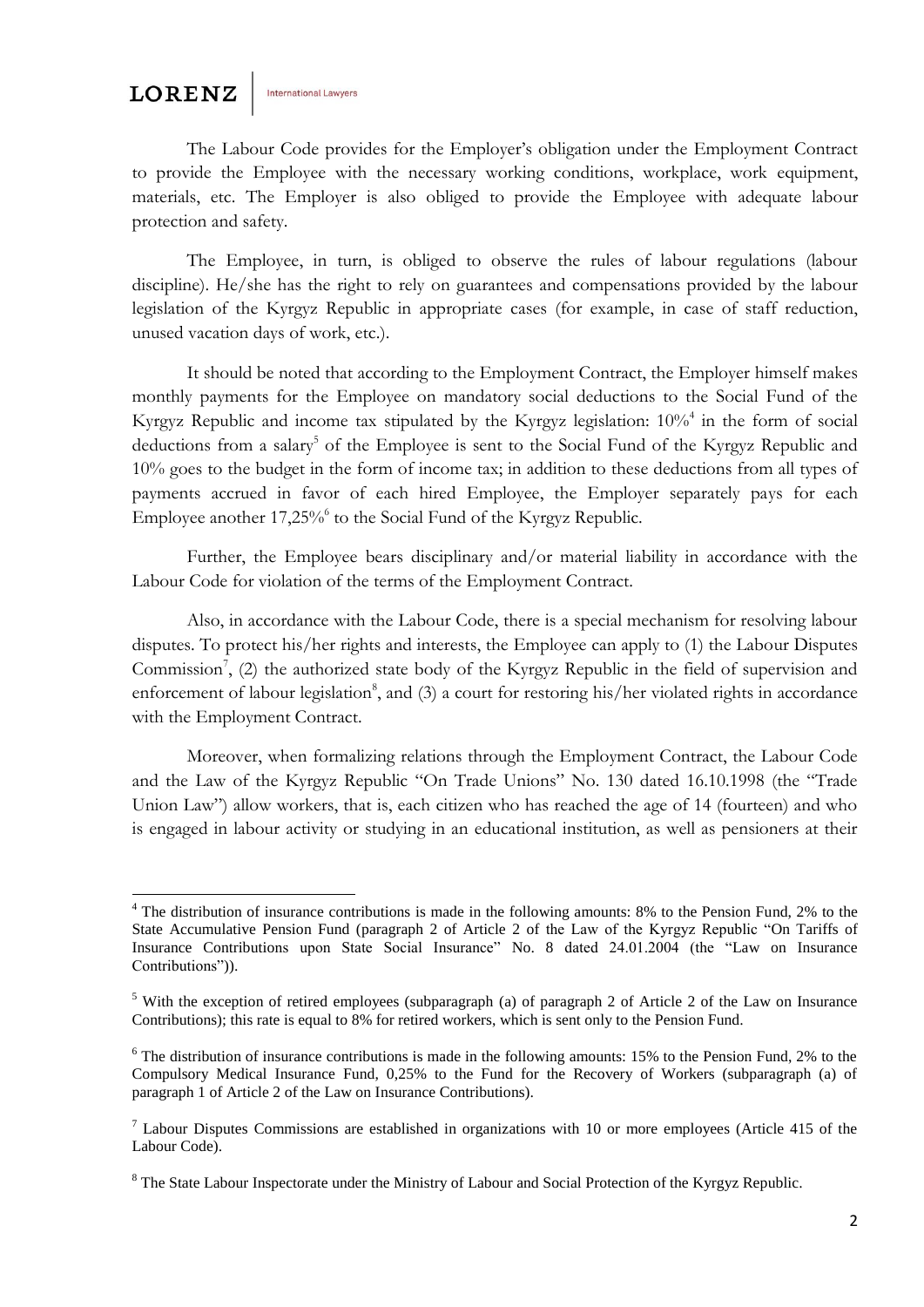The Labour Code provides for the Employer's obligation under the Employment Contract to provide the Employee with the necessary working conditions, workplace, work equipment, materials, etc. The Employer is also obliged to provide the Employee with adequate labour protection and safety.

The Employee, in turn, is obliged to observe the rules of labour regulations (labour discipline). He/she has the right to rely on guarantees and compensations provided by the labour legislation of the Kyrgyz Republic in appropriate cases (for example, in case of staff reduction, unused vacation days of work, etc.).

It should be noted that according to the Employment Contract, the Employer himself makes monthly payments for the Employee on mandatory social deductions to the Social Fund of the Kyrgyz Republic and income tax stipulated by the Kyrgyz legislation: 10%[4] in the form of social deductions from a salary[5] of the Employee is sent to the Social Fund of the Kyrgyz Republic and 10% goes to the budget in the form of income tax; in addition to these deductions from all types of payments accrued in favor of each hired Employee, the Employer separately pays for each Employee another 17,25%[6] to the Social Fund of the Kyrgyz Republic.

Further, the Employee bears disciplinary and/or material liability in accordance with the Labour Code for violation of the terms of the Employment Contract.

Also, in accordance with the Labour Code, there is a special mechanism for resolving labour disputes. To protect his/her rights and interests, the Employee can apply to (1) the Labour Disputes Commission[7], (2) the authorized state body of the Kyrgyz Republic in the field of supervision and enforcement of labour legislation[8], and (3) a court for restoring his/her violated rights in accordance with the Employment Contract.

Moreover, when formalizing relations through the Employment Contract, the Labour Code and the Law of the Kyrgyz Republic "On Trade Unions" No. 130 dated 16.10.1998 (the "Trade Union Law") allow workers, that is, each citizen who has reached the age of 14 (fourteen) and who is engaged in labour activity or studying in an educational institution, as well as pensioners at their

---

[4] The distribution of insurance contributions is made in the following amounts: 8% to the Pension Fund, 2% to the State Accumulative Pension Fund (paragraph 2 of Article 2 of the Law of the Kyrgyz Republic "On Tariffs of Insurance Contributions upon State Social Insurance" No. 8 dated 24.01.2004 (the "Law on Insurance Contributions")).

[5] With the exception of retired employees (subparagraph (a) of paragraph 2 of Article 2 of the Law on Insurance Contributions); this rate is equal to 8% for retired workers, which is sent only to the Pension Fund.

[6] The distribution of insurance contributions is made in the following amounts: 15% to the Pension Fund, 2% to the Compulsory Medical Insurance Fund, 0,25% to the Fund for the Recovery of Workers (subparagraph (a) of paragraph 1 of Article 2 of the Law on Insurance Contributions).

[7] Labour Disputes Commissions are established in organizations with 10 or more employees (Article 415 of the Labour Code).

[8] The State Labour Inspectorate under the Ministry of Labour and Social Protection of the Kyrgyz Republic.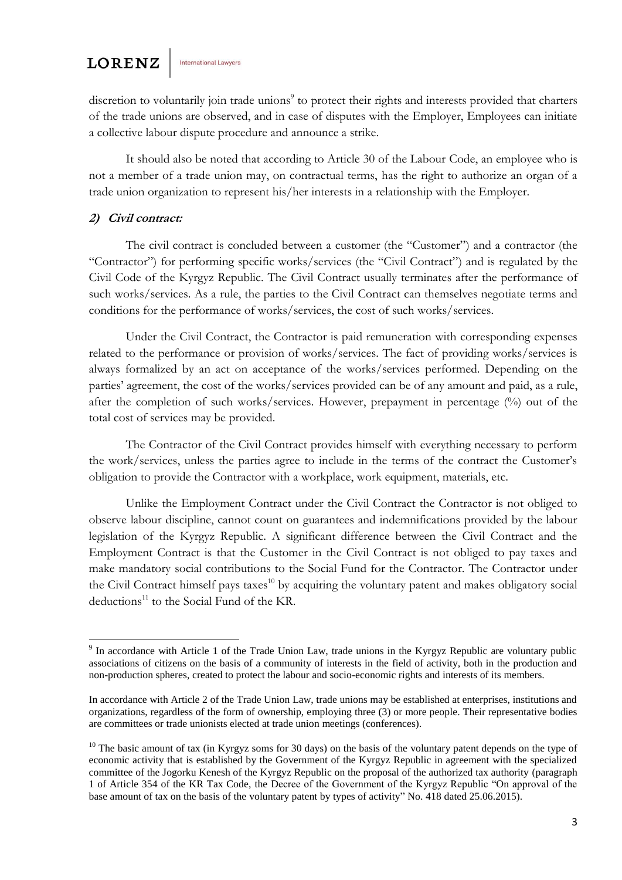discretion to voluntarily join trade unions[9] to protect their rights and interests provided that charters of the trade unions are observed, and in case of disputes with the Employer, Employees can initiate a collective labour dispute procedure and announce a strike.

It should also be noted that according to Article 30 of the Labour Code, an employee who is not a member of a trade union may, on contractual terms, has the right to authorize an organ of a trade union organization to represent his/her interests in a relationship with the Employer.

### 2) *Civil contract:*

The civil contract is concluded between a customer (the "Customer") and a contractor (the "Contractor") for performing specific works/services (the "Civil Contract") and is regulated by the Civil Code of the Kyrgyz Republic. The Civil Contract usually terminates after the performance of such works/services. As a rule, the parties to the Civil Contract can themselves negotiate terms and conditions for the performance of works/services, the cost of such works/services.

Under the Civil Contract, the Contractor is paid remuneration with corresponding expenses related to the performance or provision of works/services. The fact of providing works/services is always formalized by an act on acceptance of the works/services performed. Depending on the parties' agreement, the cost of the works/services provided can be of any amount and paid, as a rule, after the completion of such works/services. However, prepayment in percentage (%) out of the total cost of services may be provided.

The Contractor of the Civil Contract provides himself with everything necessary to perform the work/services, unless the parties agree to include in the terms of the contract the Customer's obligation to provide the Contractor with a workplace, work equipment, materials, etc.

Unlike the Employment Contract under the Civil Contract the Contractor is not obliged to observe labour discipline, cannot count on guarantees and indemnifications provided by the labour legislation of the Kyrgyz Republic. A significant difference between the Civil Contract and the Employment Contract is that the Customer in the Civil Contract is not obliged to pay taxes and make mandatory social contributions to the Social Fund for the Contractor. The Contractor under the Civil Contract himself pays taxes[10] by acquiring the voluntary patent and makes obligatory social deductions[11] to the Social Fund of the KR.

---

[9] In accordance with Article 1 of the Trade Union Law, trade unions in the Kyrgyz Republic are voluntary public associations of citizens on the basis of a community of interests in the field of activity, both in the production and non-production spheres, created to protect the labour and socio-economic rights and interests of its members.

In accordance with Article 2 of the Trade Union Law, trade unions may be established at enterprises, institutions and organizations, regardless of the form of ownership, employing three (3) or more people. Their representative bodies are committees or trade unionists elected at trade union meetings (conferences).

[10] The basic amount of tax (in Kyrgyz soms for 30 days) on the basis of the voluntary patent depends on the type of economic activity that is established by the Government of the Kyrgyz Republic in agreement with the specialized committee of the Jogorku Kenesh of the Kyrgyz Republic on the proposal of the authorized tax authority (paragraph 1 of Article 354 of the KR Tax Code, the Decree of the Government of the Kyrgyz Republic "On approval of the base amount of tax on the basis of the voluntary patent by types of activity" No. 418 dated 25.06.2015).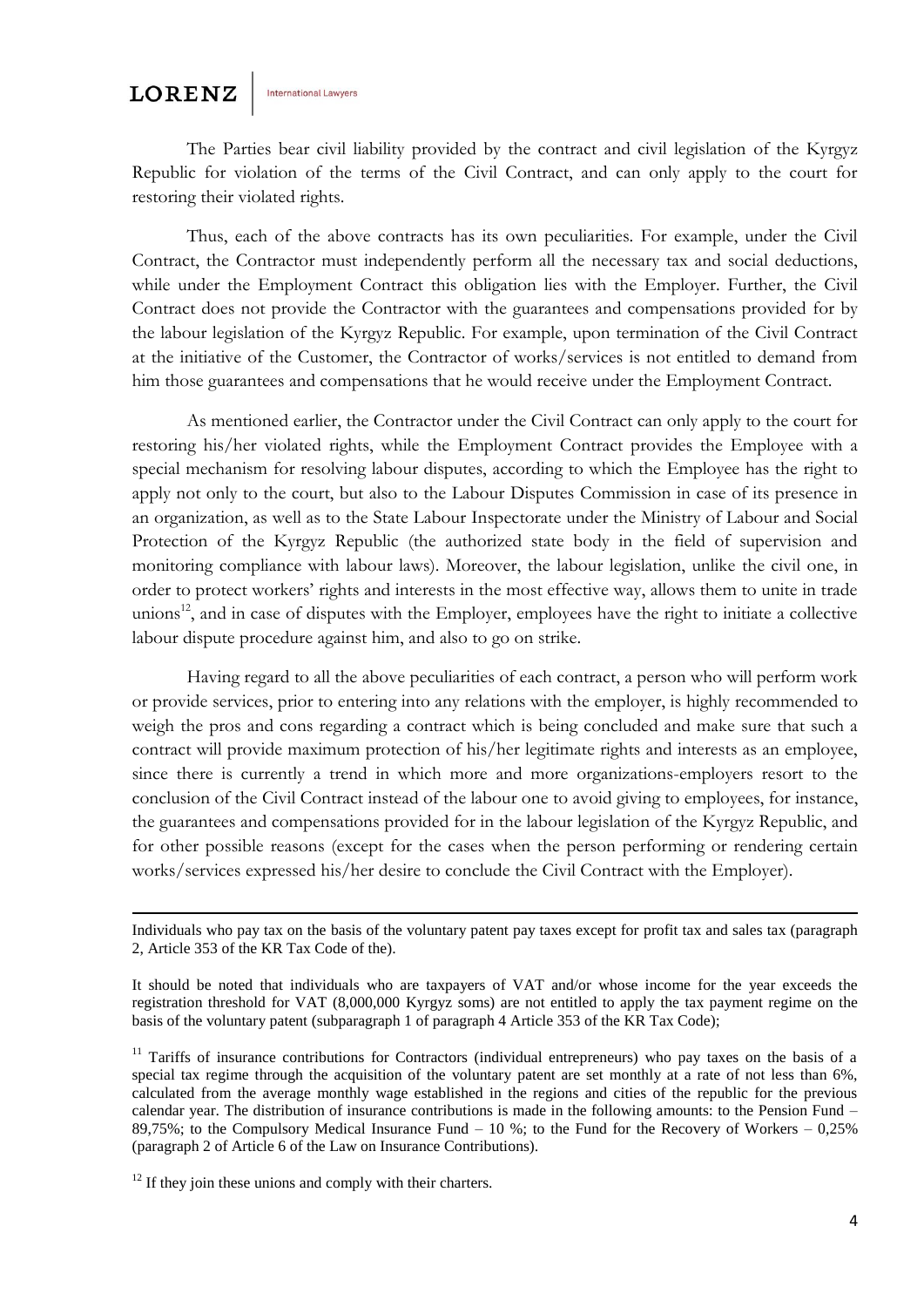The Parties bear civil liability provided by the contract and civil legislation of the Kyrgyz Republic for violation of the terms of the Civil Contract, and can only apply to the court for restoring their violated rights.

Thus, each of the above contracts has its own peculiarities. For example, under the Civil Contract, the Contractor must independently perform all the necessary tax and social deductions, while under the Employment Contract this obligation lies with the Employer. Further, the Civil Contract does not provide the Contractor with the guarantees and compensations provided for by the labour legislation of the Kyrgyz Republic. For example, upon termination of the Civil Contract at the initiative of the Customer, the Contractor of works/services is not entitled to demand from him those guarantees and compensations that he would receive under the Employment Contract.

As mentioned earlier, the Contractor under the Civil Contract can only apply to the court for restoring his/her violated rights, while the Employment Contract provides the Employee with a special mechanism for resolving labour disputes, according to which the Employee has the right to apply not only to the court, but also to the Labour Disputes Commission in case of its presence in an organization, as well as to the State Labour Inspectorate under the Ministry of Labour and Social Protection of the Kyrgyz Republic (the authorized state body in the field of supervision and monitoring compliance with labour laws). Moreover, the labour legislation, unlike the civil one, in order to protect workers' rights and interests in the most effective way, allows them to unite in trade unions[12], and in case of disputes with the Employer, employees have the right to initiate a collective labour dispute procedure against him, and also to go on strike.

Having regard to all the above peculiarities of each contract, a person who will perform work or provide services, prior to entering into any relations with the employer, is highly recommended to weigh the pros and cons regarding a contract which is being concluded and make sure that such a contract will provide maximum protection of his/her legitimate rights and interests as an employee, since there is currently a trend in which more and more organizations-employers resort to the conclusion of the Civil Contract instead of the labour one to avoid giving to employees, for instance, the guarantees and compensations provided for in the labour legislation of the Kyrgyz Republic, and for other possible reasons (except for the cases when the person performing or rendering certain works/services expressed his/her desire to conclude the Civil Contract with the Employer).

---

Individuals who pay tax on the basis of the voluntary patent pay taxes except for profit tax and sales tax (paragraph 2, Article 353 of the KR Tax Code of the).

It should be noted that individuals who are taxpayers of VAT and/or whose income for the year exceeds the registration threshold for VAT (8,000,000 Kyrgyz soms) are not entitled to apply the tax payment regime on the basis of the voluntary patent (subparagraph 1 of paragraph 4 Article 353 of the KR Tax Code);

[11] Tariffs of insurance contributions for Contractors (individual entrepreneurs) who pay taxes on the basis of a special tax regime through the acquisition of the voluntary patent are set monthly at a rate of not less than 6%, calculated from the average monthly wage established in the regions and cities of the republic for the previous calendar year. The distribution of insurance contributions is made in the following amounts: to the Pension Fund – 89,75%; to the Compulsory Medical Insurance Fund – 10 %; to the Fund for the Recovery of Workers – 0,25% (paragraph 2 of Article 6 of the Law on Insurance Contributions).

[12] If they join these unions and comply with their charters.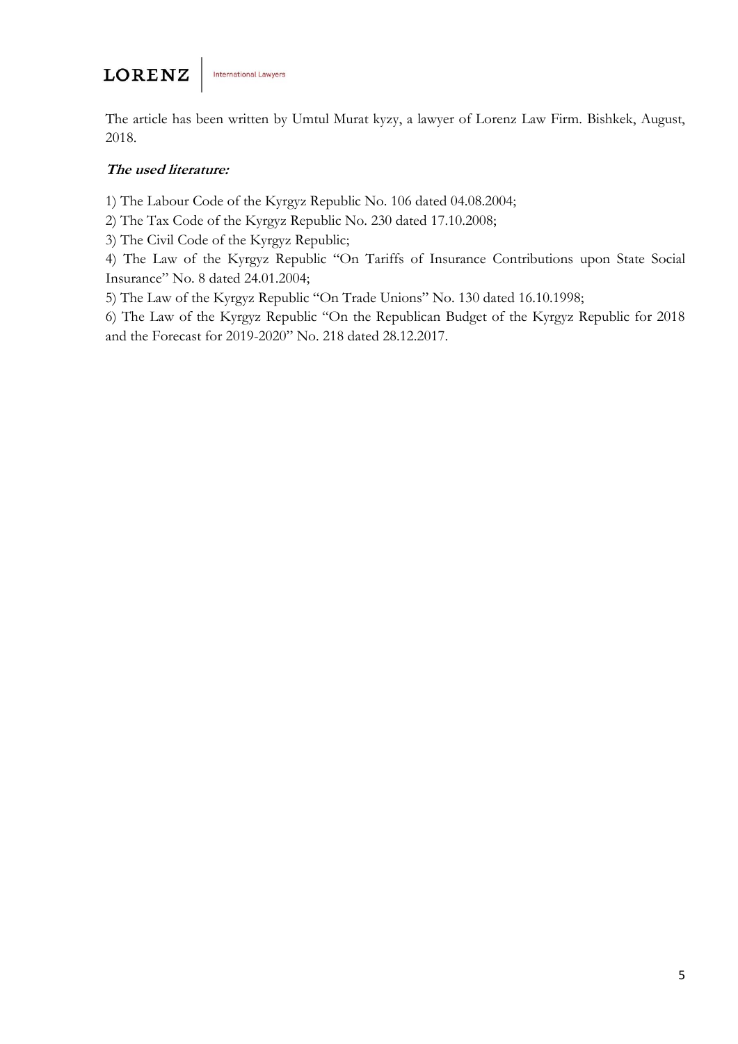The article has been written by Umtul Murat kyzy, a lawyer of Lorenz Law Firm. Bishkek, August, 2018.

***The used literature:***

1) The Labour Code of the Kyrgyz Republic No. 106 dated 04.08.2004;

2) The Tax Code of the Kyrgyz Republic No. 230 dated 17.10.2008;

3) The Civil Code of the Kyrgyz Republic;

4) The Law of the Kyrgyz Republic "On Tariffs of Insurance Contributions upon State Social Insurance" No. 8 dated 24.01.2004;

5) The Law of the Kyrgyz Republic "On Trade Unions" No. 130 dated 16.10.1998;

6) The Law of the Kyrgyz Republic "On the Republican Budget of the Kyrgyz Republic for 2018 and the Forecast for 2019-2020" No. 218 dated 28.12.2017.